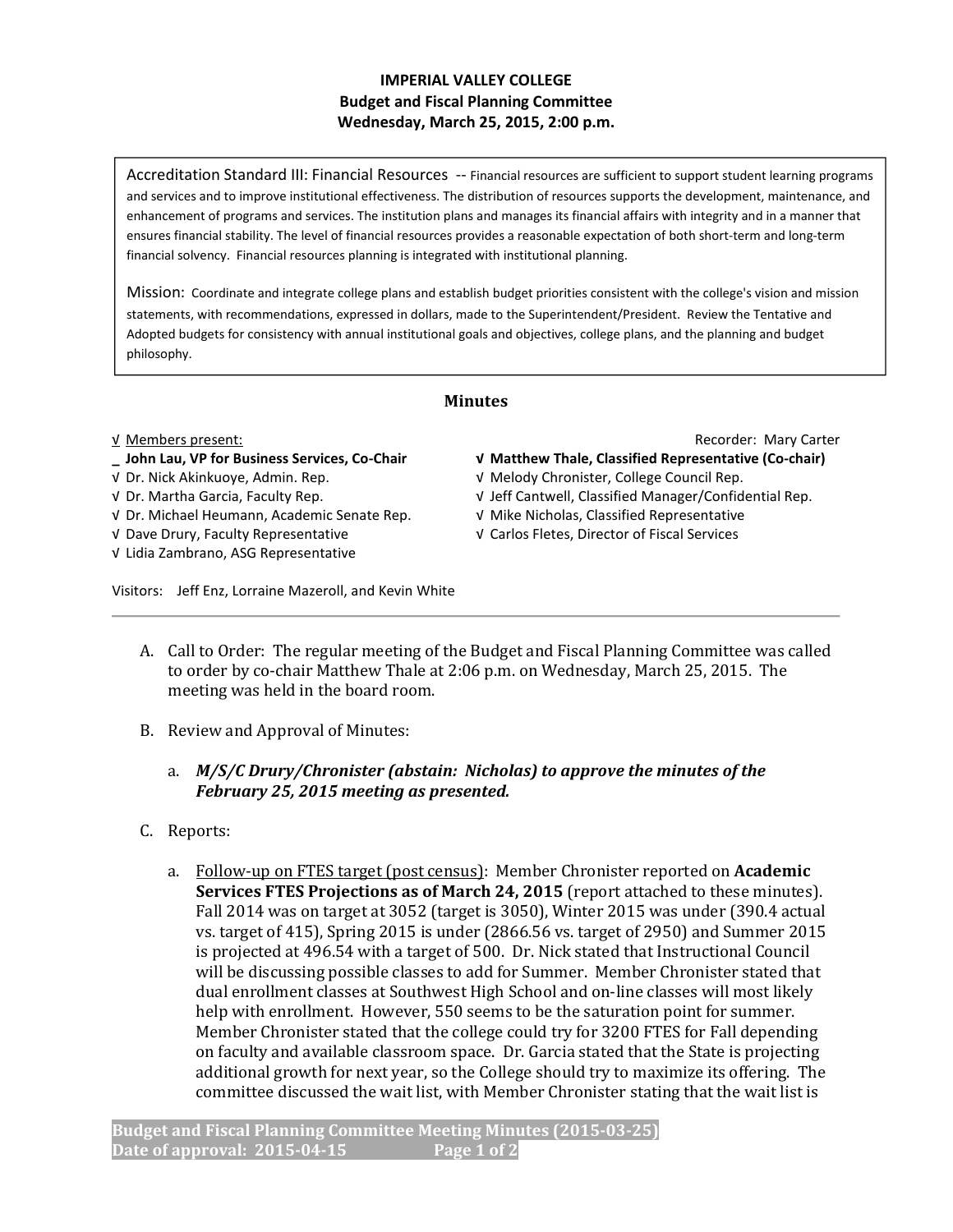**IMPERIAL VALLEY COLLEGE**
**Budget and Fiscal Planning Committee**
**Wednesday, March 25, 2015, 2:00 p.m.**

Accreditation Standard III: Financial Resources -- Financial resources are sufficient to support student learning programs and services and to improve institutional effectiveness. The distribution of resources supports the development, maintenance, and enhancement of programs and services. The institution plans and manages its financial affairs with integrity and in a manner that ensures financial stability. The level of financial resources provides a reasonable expectation of both short-term and long-term financial solvency. Financial resources planning is integrated with institutional planning.

Mission: Coordinate and integrate college plans and establish budget priorities consistent with the college's vision and mission statements, with recommendations, expressed in dollars, made to the Superintendent/President. Review the Tentative and Adopted budgets for consistency with annual institutional goals and objectives, college plans, and the planning and budget philosophy.

## Minutes

√ Members present:

Recorder: Mary Carter

_ **John Lau, VP for Business Services, Co-Chair**
√ Dr. Nick Akinkuoye, Admin. Rep.
√ Dr. Martha Garcia, Faculty Rep.
√ Dr. Michael Heumann, Academic Senate Rep.
√ Dave Drury, Faculty Representative
√ Lidia Zambrano, ASG Representative
√ **Matthew Thale, Classified Representative (Co-chair)**
√ Melody Chronister, College Council Rep.
√ Jeff Cantwell, Classified Manager/Confidential Rep.
√ Mike Nicholas, Classified Representative
√ Carlos Fletes, Director of Fiscal Services

Visitors: Jeff Enz, Lorraine Mazeroll, and Kevin White

A. Call to Order: The regular meeting of the Budget and Fiscal Planning Committee was called to order by co-chair Matthew Thale at 2:06 p.m. on Wednesday, March 25, 2015. The meeting was held in the board room.

B. Review and Approval of Minutes:

   a. ***M/S/C Drury/Chronister (abstain: Nicholas) to approve the minutes of the February 25, 2015 meeting as presented.***

C. Reports:

   a. Follow-up on FTES target (post census): Member Chronister reported on **Academic Services FTES Projections as of March 24, 2015** (report attached to these minutes). Fall 2014 was on target at 3052 (target is 3050), Winter 2015 was under (390.4 actual vs. target of 415), Spring 2015 is under (2866.56 vs. target of 2950) and Summer 2015 is projected at 496.54 with a target of 500. Dr. Nick stated that Instructional Council will be discussing possible classes to add for Summer. Member Chronister stated that dual enrollment classes at Southwest High School and on-line classes will most likely help with enrollment. However, 550 seems to be the saturation point for summer. Member Chronister stated that the college could try for 3200 FTES for Fall depending on faculty and available classroom space. Dr. Garcia stated that the State is projecting additional growth for next year, so the College should try to maximize its offering. The committee discussed the wait list, with Member Chronister stating that the wait list is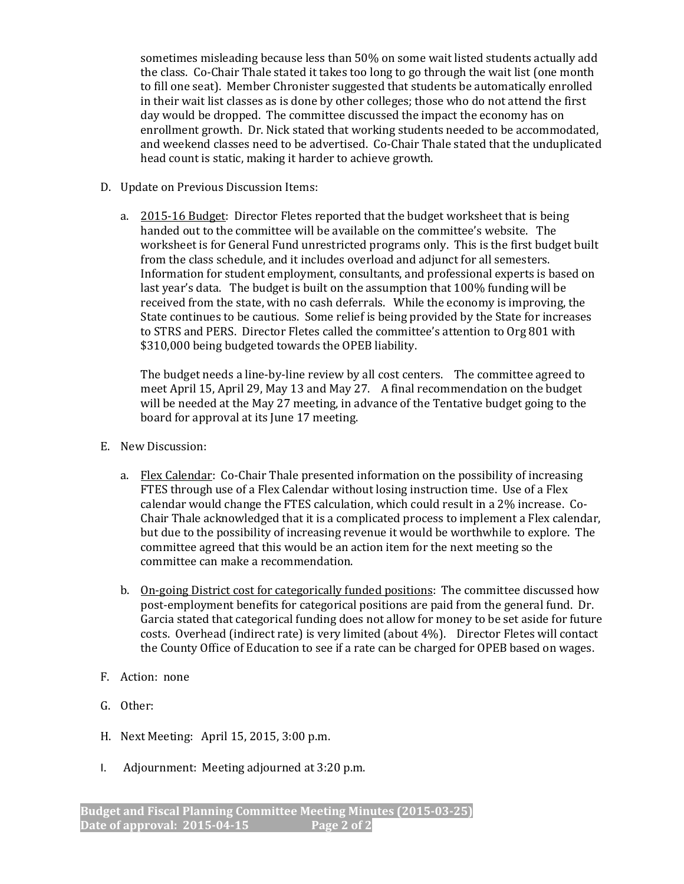sometimes misleading because less than 50% on some wait listed students actually add the class. Co-Chair Thale stated it takes too long to go through the wait list (one month to fill one seat). Member Chronister suggested that students be automatically enrolled in their wait list classes as is done by other colleges; those who do not attend the first day would be dropped. The committee discussed the impact the economy has on enrollment growth. Dr. Nick stated that working students needed to be accommodated, and weekend classes need to be advertised. Co-Chair Thale stated that the unduplicated head count is static, making it harder to achieve growth.

D. Update on Previous Discussion Items:

   a. <u>2015-16 Budget</u>: Director Fletes reported that the budget worksheet that is being handed out to the committee will be available on the committee's website. The worksheet is for General Fund unrestricted programs only. This is the first budget built from the class schedule, and it includes overload and adjunct for all semesters. Information for student employment, consultants, and professional experts is based on last year's data. The budget is built on the assumption that 100% funding will be received from the state, with no cash deferrals. While the economy is improving, the State continues to be cautious. Some relief is being provided by the State for increases to STRS and PERS. Director Fletes called the committee's attention to Org 801 with $310,000 being budgeted towards the OPEB liability.

      The budget needs a line-by-line review by all cost centers. The committee agreed to meet April 15, April 29, May 13 and May 27. A final recommendation on the budget will be needed at the May 27 meeting, in advance of the Tentative budget going to the board for approval at its June 17 meeting.

E. New Discussion:

   a. <u>Flex Calendar</u>: Co-Chair Thale presented information on the possibility of increasing FTES through use of a Flex Calendar without losing instruction time. Use of a Flex calendar would change the FTES calculation, which could result in a 2% increase. Co-Chair Thale acknowledged that it is a complicated process to implement a Flex calendar, but due to the possibility of increasing revenue it would be worthwhile to explore. The committee agreed that this would be an action item for the next meeting so the committee can make a recommendation.

   b. <u>On-going District cost for categorically funded positions</u>: The committee discussed how post-employment benefits for categorical positions are paid from the general fund. Dr. Garcia stated that categorical funding does not allow for money to be set aside for future costs. Overhead (indirect rate) is very limited (about 4%). Director Fletes will contact the County Office of Education to see if a rate can be charged for OPEB based on wages.

F. Action: none

G. Other:

H. Next Meeting: April 15, 2015, 3:00 p.m.

I. Adjournment: Meeting adjourned at 3:20 p.m.

**Budget and Fiscal Planning Committee Meeting Minutes (2015-03-25)**
**Date of approval: 2015-04-15**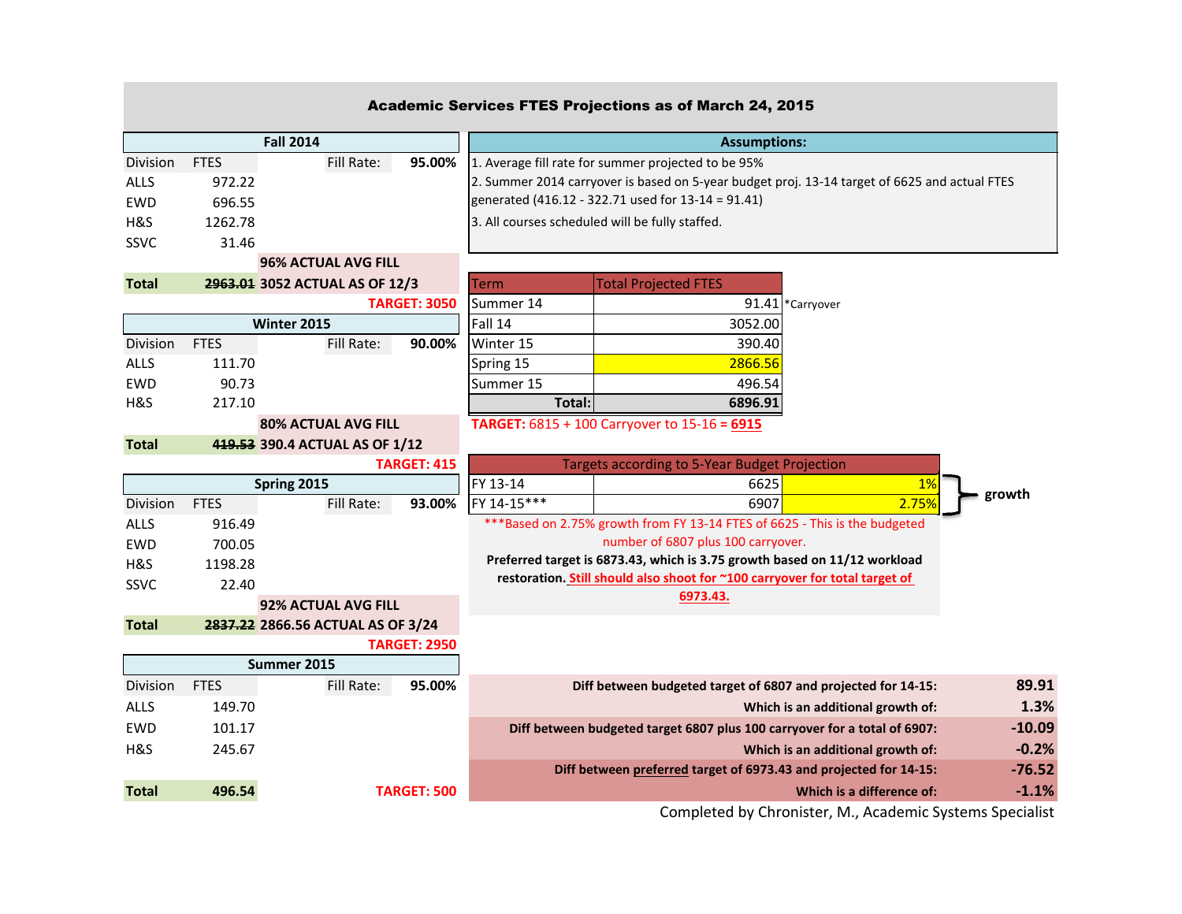# Academic Services FTES Projections as of March 24, 2015

## Fall 2014

| Division | FTES | Fill Rate: | 95.00% |
|---|---|---|---|
| ALLS | 972.22 | | |
| EWD | 696.55 | | |
| H&S | 1262.78 | | |
| SSVC | 31.46 | | |
| | | 96% ACTUAL AVG FILL | |
| **Total** | ~~2963.01~~ | 3052 ACTUAL AS OF 12/3 | |
| | | | TARGET: 3050 |

## Winter 2015

| Division | FTES | Fill Rate: | 90.00% |
|---|---|---|---|
| ALLS | 111.70 | | |
| EWD | 90.73 | | |
| H&S | 217.10 | | |
| | | 80% ACTUAL AVG FILL | |
| **Total** | ~~419.53~~ | 390.4 ACTUAL AS OF 1/12 | |
| | | | TARGET: 415 |

## Spring 2015

| Division | FTES | Fill Rate: | 93.00% |
|---|---|---|---|
| ALLS | 916.49 | | |
| EWD | 700.05 | | |
| H&S | 1198.28 | | |
| SSVC | 22.40 | | |
| | | 92% ACTUAL AVG FILL | |
| **Total** | ~~2837.22~~ | 2866.56 ACTUAL AS OF 3/24 | |
| | | | TARGET: 2950 |

## Summer 2015

| Division | FTES | Fill Rate: | 95.00% |
|---|---|---|---|
| ALLS | 149.70 | | |
| EWD | 101.17 | | |
| H&S | 245.67 | | |
| **Total** | 496.54 | | TARGET: 500 |

## Assumptions:

1. Average fill rate for summer projected to be 95%
2. Summer 2014 carryover is based on 5-year budget proj. 13-14 target of 6625 and actual FTES generated (416.12 - 322.71 used for 13-14 = 91.41)
3. All courses scheduled will be fully staffed.

| Term | Total Projected FTES | |
|---|---|---|
| Summer 14 | 91.41 | *Carryover |
| Fall 14 | 3052.00 | |
| Winter 15 | 390.40 | |
| Spring 15 | 2866.56 | |
| Summer 15 | 496.54 | |
| **Total:** | **6896.91** | |

**TARGET:** 6815 + 100 Carryover to 15-16 = **6915**

| Targets according to 5-Year Budget Projection | | |
|---|---|---|
| FY 13-14 | 6625 | 1% |
| FY 14-15*** | 6907 | 2.75% |

growth

***Based on 2.75% growth from FY 13-14 FTES of 6625 - This is the budgeted number of 6807 plus 100 carryover.

**Preferred target is 6873.43, which is 3.75 growth based on 11/12 workload restoration.** **Still should also shoot for ~100 carryover for total target of 6973.43.**

| | |
|---|---|
| **Diff between budgeted target of 6807 and projected for 14-15:** | **89.91** |
| **Which is an additional growth of:** | **1.3%** |
| **Diff between budgeted target 6807 plus 100 carryover for a total of 6907:** | **-10.09** |
| **Which is an additional growth of:** | **-0.2%** |
| **Diff between preferred target of 6973.43 and projected for 14-15:** | **-76.52** |
| **Which is a difference of:** | **-1.1%** |

Completed by Chronister, M., Academic Systems Specialist